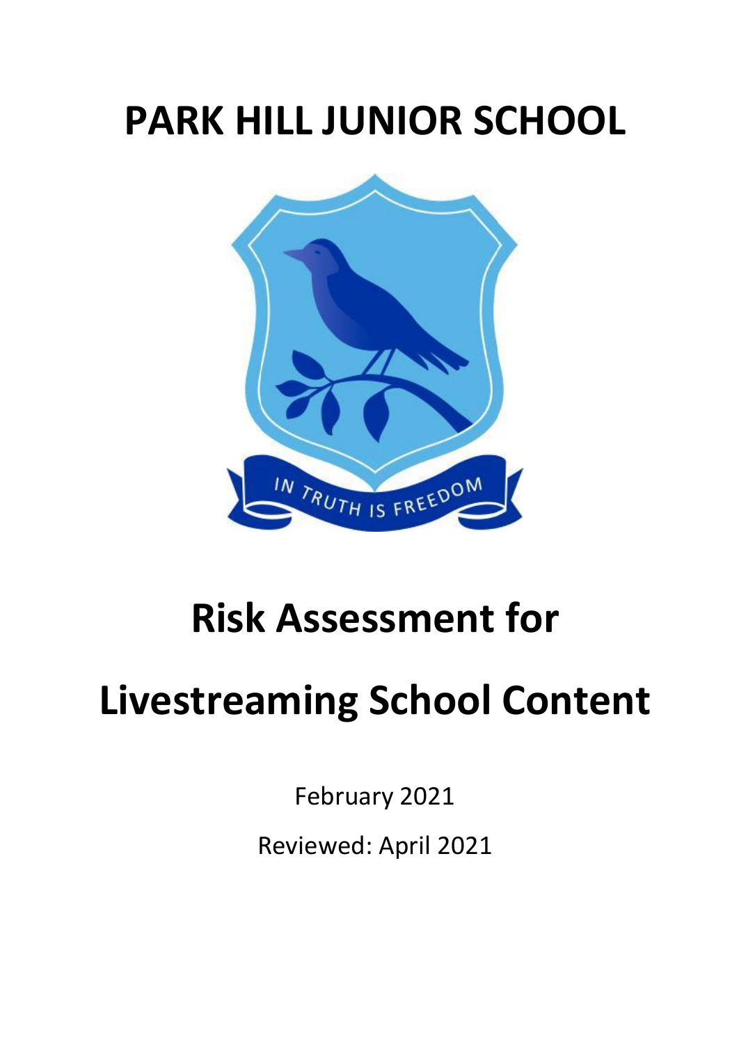# PARK HILL JUNIOR SCHOOL

# Risk Assessment for Livestreaming School Content

February 2021

Reviewed: April 2021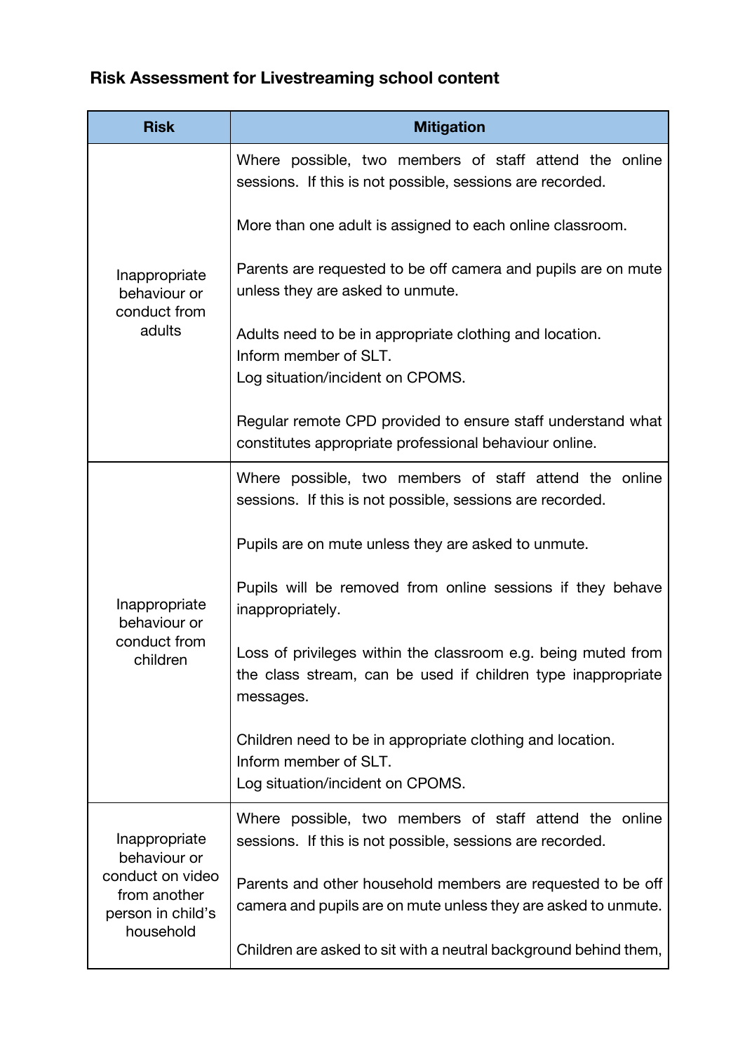**Risk Assessment for Livestreaming school content**

| Risk | Mitigation |
| --- | --- |
| Inappropriate behaviour or conduct from adults | Where possible, two members of staff attend the online sessions. If this is not possible, sessions are recorded.<br><br>More than one adult is assigned to each online classroom.<br><br>Parents are requested to be off camera and pupils are on mute unless they are asked to unmute.<br><br>Adults need to be in appropriate clothing and location.<br>Inform member of SLT.<br>Log situation/incident on CPOMS.<br><br>Regular remote CPD provided to ensure staff understand what constitutes appropriate professional behaviour online. |
| Inappropriate behaviour or conduct from children | Where possible, two members of staff attend the online sessions. If this is not possible, sessions are recorded.<br><br>Pupils are on mute unless they are asked to unmute.<br><br>Pupils will be removed from online sessions if they behave inappropriately.<br><br>Loss of privileges within the classroom e.g. being muted from the class stream, can be used if children type inappropriate messages.<br><br>Children need to be in appropriate clothing and location.<br>Inform member of SLT.<br>Log situation/incident on CPOMS. |
| Inappropriate behaviour or conduct on video from another person in child's household | Where possible, two members of staff attend the online sessions. If this is not possible, sessions are recorded.<br><br>Parents and other household members are requested to be off camera and pupils are on mute unless they are asked to unmute.<br><br>Children are asked to sit with a neutral background behind them, |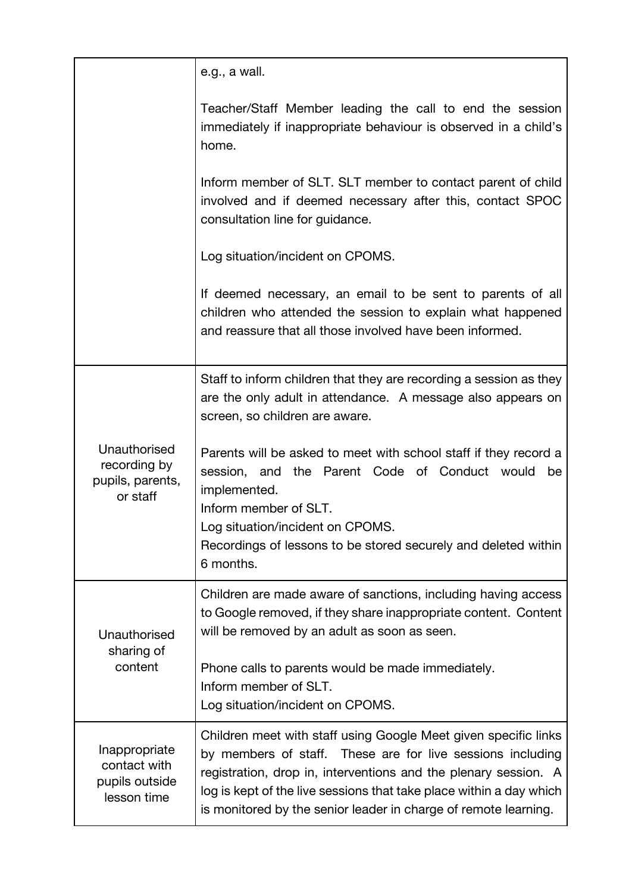| | |
|---|---|
| | e.g., a wall.<br><br>Teacher/Staff Member leading the call to end the session immediately if inappropriate behaviour is observed in a child's home.<br><br>Inform member of SLT. SLT member to contact parent of child involved and if deemed necessary after this, contact SPOC consultation line for guidance.<br><br>Log situation/incident on CPOMS.<br><br>If deemed necessary, an email to be sent to parents of all children who attended the session to explain what happened and reassure that all those involved have been informed. |
| Unauthorised recording by pupils, parents, or staff | Staff to inform children that they are recording a session as they are the only adult in attendance. A message also appears on screen, so children are aware.<br><br>Parents will be asked to meet with school staff if they record a session, and the Parent Code of Conduct would be implemented.<br>Inform member of SLT.<br>Log situation/incident on CPOMS.<br>Recordings of lessons to be stored securely and deleted within 6 months. |
| Unauthorised sharing of content | Children are made aware of sanctions, including having access to Google removed, if they share inappropriate content. Content will be removed by an adult as soon as seen.<br><br>Phone calls to parents would be made immediately.<br>Inform member of SLT.<br>Log situation/incident on CPOMS. |
| Inappropriate contact with pupils outside lesson time | Children meet with staff using Google Meet given specific links by members of staff. These are for live sessions including registration, drop in, interventions and the plenary session. A log is kept of the live sessions that take place within a day which is monitored by the senior leader in charge of remote learning. |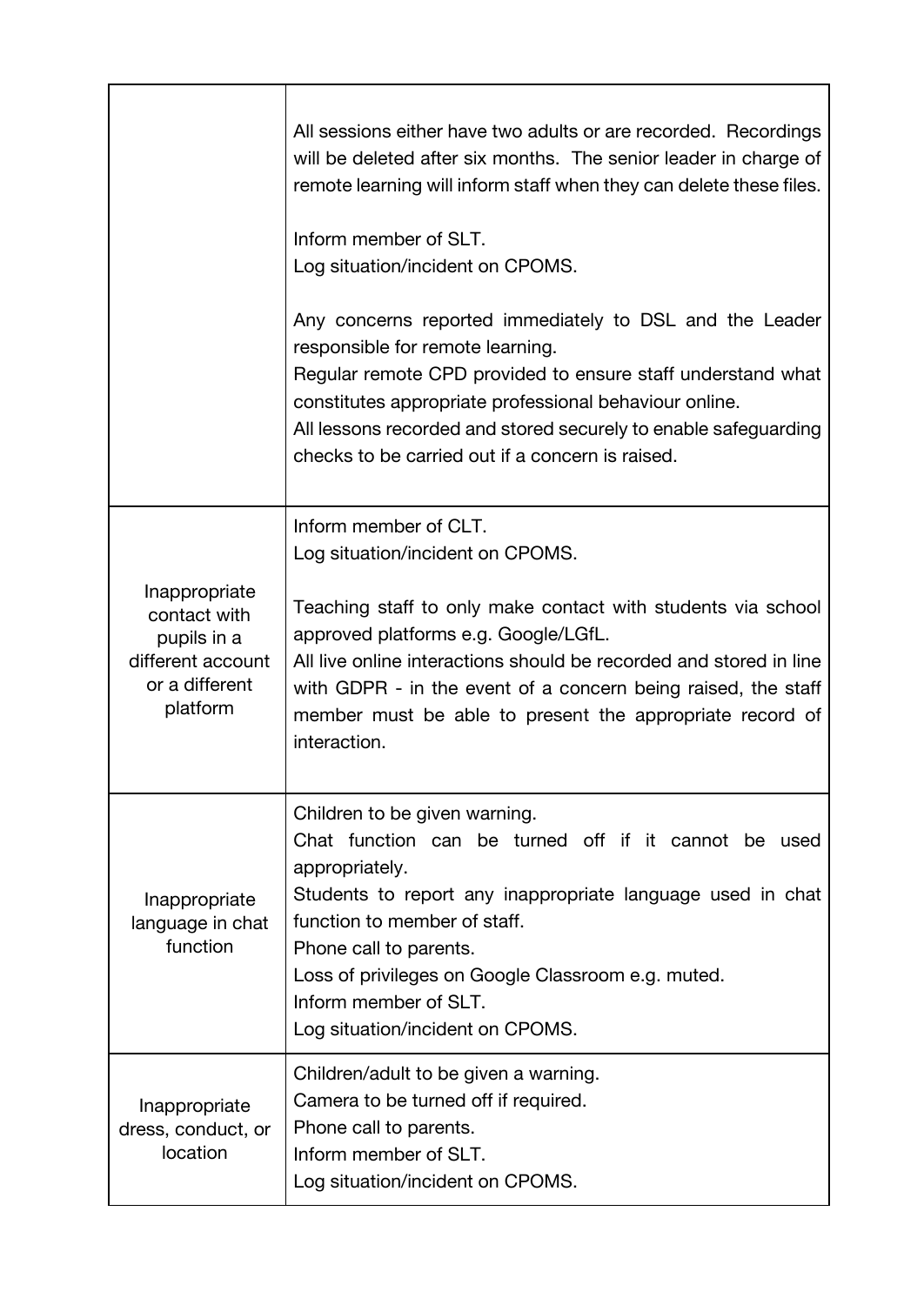| | |
|---|---|
| | All sessions either have two adults or are recorded. Recordings will be deleted after six months. The senior leader in charge of remote learning will inform staff when they can delete these files.<br><br>Inform member of SLT.<br>Log situation/incident on CPOMS.<br><br>Any concerns reported immediately to DSL and the Leader responsible for remote learning.<br>Regular remote CPD provided to ensure staff understand what constitutes appropriate professional behaviour online.<br>All lessons recorded and stored securely to enable safeguarding checks to be carried out if a concern is raised. |
| Inappropriate contact with pupils in a different account or a different platform | Inform member of CLT.<br>Log situation/incident on CPOMS.<br><br>Teaching staff to only make contact with students via school approved platforms e.g. Google/LGfL.<br>All live online interactions should be recorded and stored in line with GDPR - in the event of a concern being raised, the staff member must be able to present the appropriate record of interaction. |
| Inappropriate language in chat function | Children to be given warning.<br>Chat function can be turned off if it cannot be used appropriately.<br>Students to report any inappropriate language used in chat function to member of staff.<br>Phone call to parents.<br>Loss of privileges on Google Classroom e.g. muted.<br>Inform member of SLT.<br>Log situation/incident on CPOMS. |
| Inappropriate dress, conduct, or location | Children/adult to be given a warning.<br>Camera to be turned off if required.<br>Phone call to parents.<br>Inform member of SLT.<br>Log situation/incident on CPOMS. |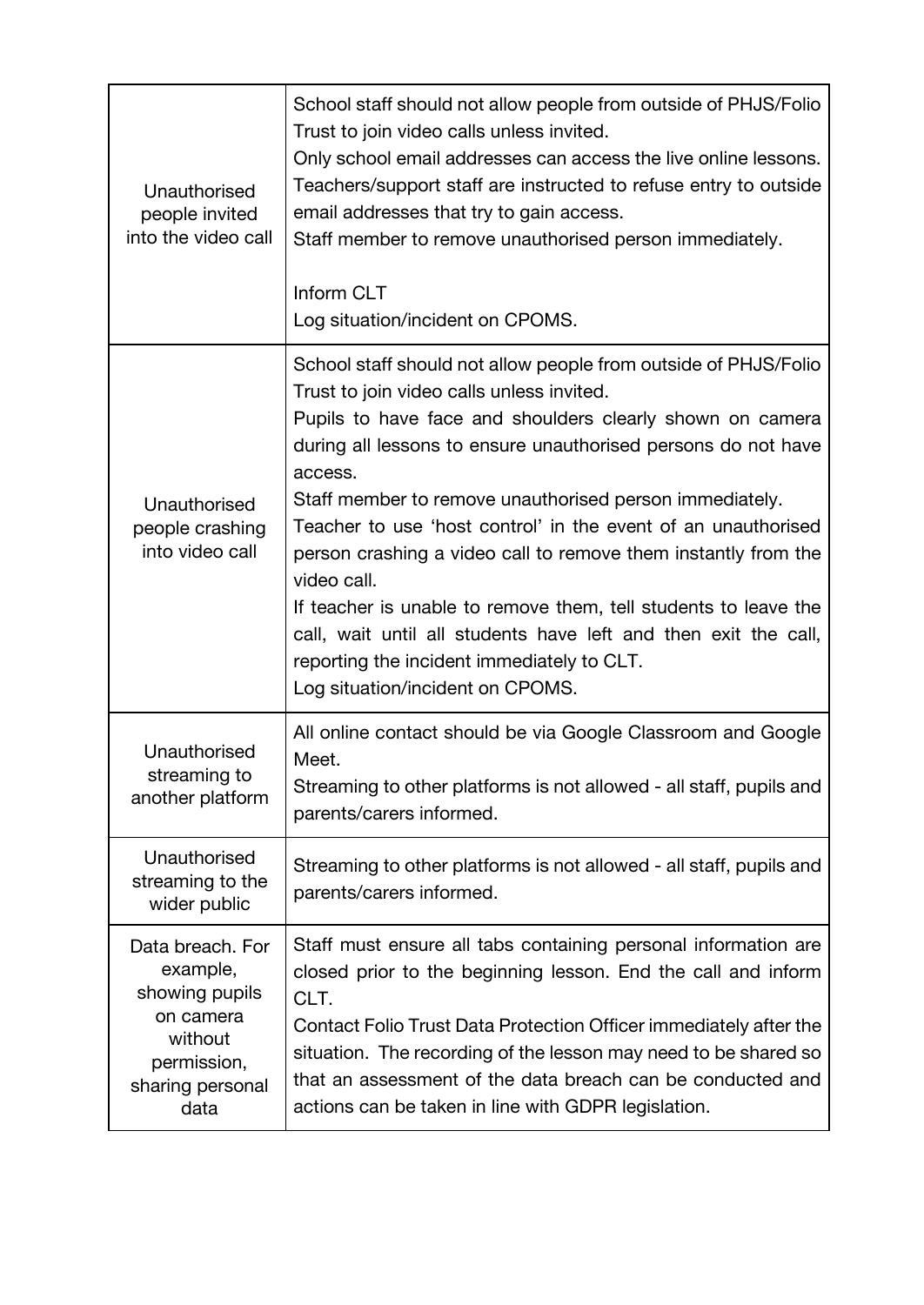| | |
|---|---|
| Unauthorised people invited into the video call | School staff should not allow people from outside of PHJS/Folio Trust to join video calls unless invited.<br>Only school email addresses can access the live online lessons. Teachers/support staff are instructed to refuse entry to outside email addresses that try to gain access.<br>Staff member to remove unauthorised person immediately.<br><br>Inform CLT<br>Log situation/incident on CPOMS. |
| Unauthorised people crashing into video call | School staff should not allow people from outside of PHJS/Folio Trust to join video calls unless invited.<br>Pupils to have face and shoulders clearly shown on camera during all lessons to ensure unauthorised persons do not have access.<br>Staff member to remove unauthorised person immediately.<br>Teacher to use 'host control' in the event of an unauthorised person crashing a video call to remove them instantly from the video call.<br>If teacher is unable to remove them, tell students to leave the call, wait until all students have left and then exit the call, reporting the incident immediately to CLT.<br>Log situation/incident on CPOMS. |
| Unauthorised streaming to another platform | All online contact should be via Google Classroom and Google Meet.<br>Streaming to other platforms is not allowed - all staff, pupils and parents/carers informed. |
| Unauthorised streaming to the wider public | Streaming to other platforms is not allowed - all staff, pupils and parents/carers informed. |
| Data breach. For example, showing pupils on camera without permission, sharing personal data | Staff must ensure all tabs containing personal information are closed prior to the beginning lesson. End the call and inform CLT.<br>Contact Folio Trust Data Protection Officer immediately after the situation. The recording of the lesson may need to be shared so that an assessment of the data breach can be conducted and actions can be taken in line with GDPR legislation. |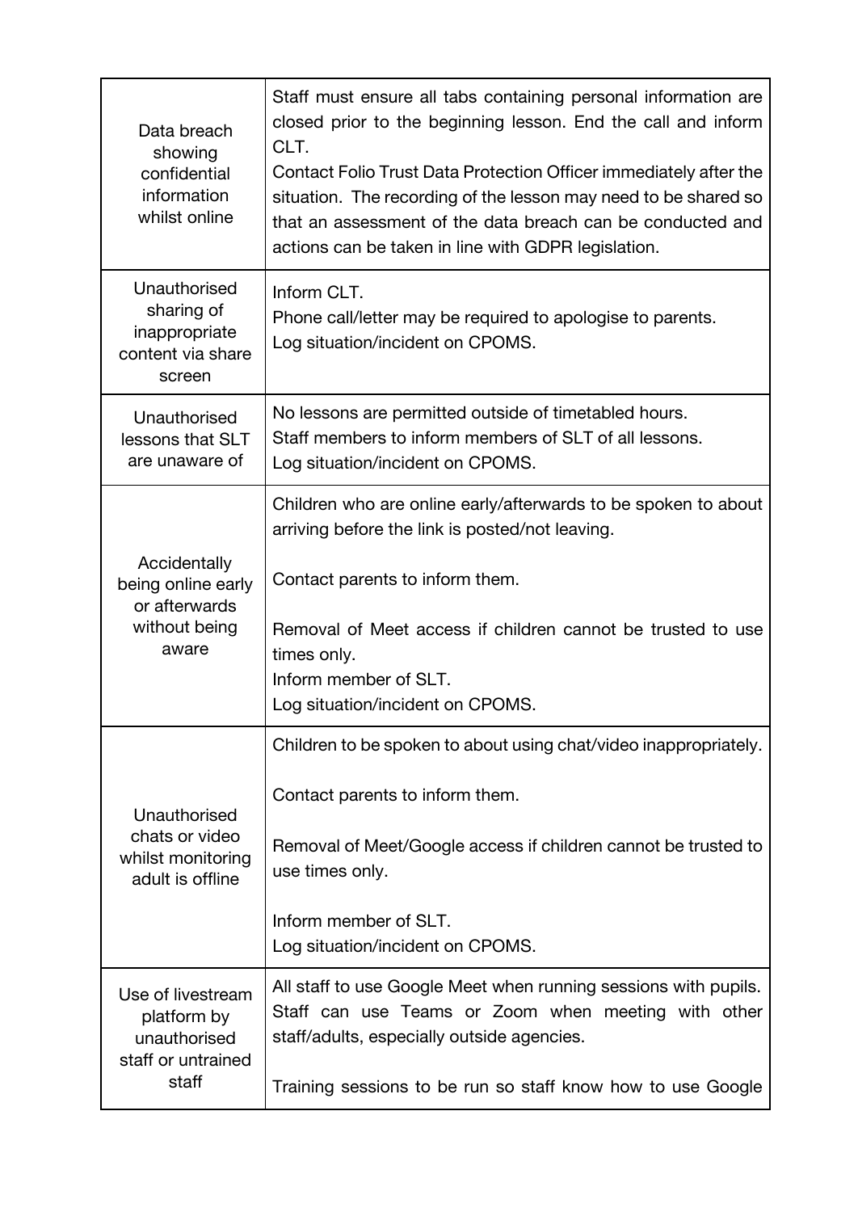| | |
|---|---|
| Data breach showing confidential information whilst online | Staff must ensure all tabs containing personal information are closed prior to the beginning lesson. End the call and inform CLT.<br>Contact Folio Trust Data Protection Officer immediately after the situation. The recording of the lesson may need to be shared so that an assessment of the data breach can be conducted and actions can be taken in line with GDPR legislation. |
| Unauthorised sharing of inappropriate content via share screen | Inform CLT.<br>Phone call/letter may be required to apologise to parents.<br>Log situation/incident on CPOMS. |
| Unauthorised lessons that SLT are unaware of | No lessons are permitted outside of timetabled hours.<br>Staff members to inform members of SLT of all lessons.<br>Log situation/incident on CPOMS. |
| Accidentally being online early or afterwards without being aware | Children who are online early/afterwards to be spoken to about arriving before the link is posted/not leaving.<br><br>Contact parents to inform them.<br><br>Removal of Meet access if children cannot be trusted to use times only.<br>Inform member of SLT.<br>Log situation/incident on CPOMS. |
| Unauthorised chats or video whilst monitoring adult is offline | Children to be spoken to about using chat/video inappropriately.<br><br>Contact parents to inform them.<br><br>Removal of Meet/Google access if children cannot be trusted to use times only.<br><br>Inform member of SLT.<br>Log situation/incident on CPOMS. |
| Use of livestream platform by unauthorised staff or untrained staff | All staff to use Google Meet when running sessions with pupils. Staff can use Teams or Zoom when meeting with other staff/adults, especially outside agencies.<br><br>Training sessions to be run so staff know how to use Google |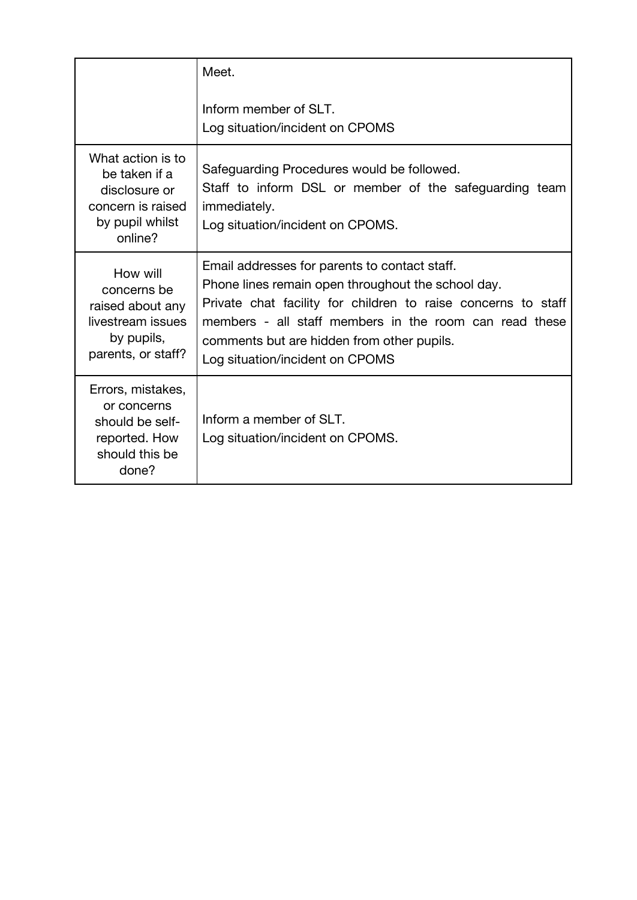| | |
|---|---|
| | Meet.<br><br>Inform member of SLT.<br>Log situation/incident on CPOMS |
| What action is to be taken if a disclosure or concern is raised by pupil whilst online? | Safeguarding Procedures would be followed.<br>Staff to inform DSL or member of the safeguarding team immediately.<br>Log situation/incident on CPOMS. |
| How will concerns be raised about any livestream issues by pupils, parents, or staff? | Email addresses for parents to contact staff.<br>Phone lines remain open throughout the school day.<br>Private chat facility for children to raise concerns to staff members - all staff members in the room can read these comments but are hidden from other pupils.<br>Log situation/incident on CPOMS |
| Errors, mistakes, or concerns should be self-reported. How should this be done? | Inform a member of SLT.<br>Log situation/incident on CPOMS. |